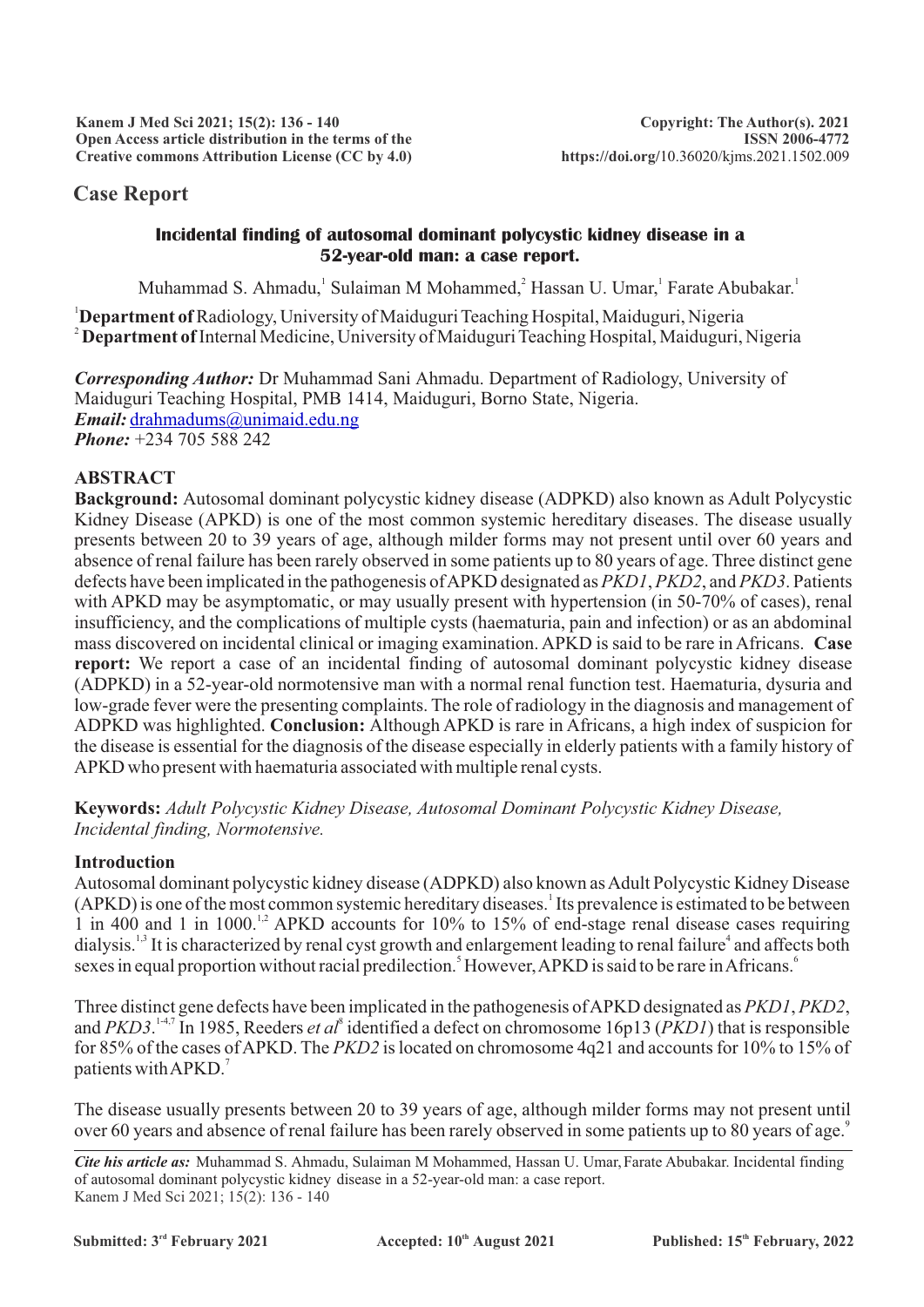**Case Report**

# Incidental finding of autosomal dominant polycystic kidney disease in a 52-year-old man: a case report.

Muhammad S. Ahmadu,[1] Sulaiman M Mohammed,[2] Hassan U. Umar,[1] Farate Abubakar.[1]

[1]**Department of** Radiology, University of Maiduguri Teaching Hospital, Maiduguri, Nigeria
[2] **Department of** Internal Medicine, University of Maiduguri Teaching Hospital, Maiduguri, Nigeria

***Corresponding Author:*** Dr Muhammad Sani Ahmadu. Department of Radiology, University of Maiduguri Teaching Hospital, PMB 1414, Maiduguri, Borno State, Nigeria.
***Email:*** drahmadums@unimaid.edu.ng
***Phone:*** +234 705 588 242

## ABSTRACT

**Background:** Autosomal dominant polycystic kidney disease (ADPKD) also known as Adult Polycystic Kidney Disease (APKD) is one of the most common systemic hereditary diseases. The disease usually presents between 20 to 39 years of age, although milder forms may not present until over 60 years and absence of renal failure has been rarely observed in some patients up to 80 years of age. Three distinct gene defects have been implicated in the pathogenesis of APKD designated as *PKD1*, *PKD2*, and *PKD3*. Patients with APKD may be asymptomatic, or may usually present with hypertension (in 50-70% of cases), renal insufficiency, and the complications of multiple cysts (haematuria, pain and infection) or as an abdominal mass discovered on incidental clinical or imaging examination. APKD is said to be rare in Africans. **Case report:** We report a case of an incidental finding of autosomal dominant polycystic kidney disease (ADPKD) in a 52-year-old normotensive man with a normal renal function test. Haematuria, dysuria and low-grade fever were the presenting complaints. The role of radiology in the diagnosis and management of ADPKD was highlighted. **Conclusion:** Although APKD is rare in Africans, a high index of suspicion for the disease is essential for the diagnosis of the disease especially in elderly patients with a family history of APKD who present with haematuria associated with multiple renal cysts.

**Keywords:** *Adult Polycystic Kidney Disease, Autosomal Dominant Polycystic Kidney Disease, Incidental finding, Normotensive.*

## Introduction

Autosomal dominant polycystic kidney disease (ADPKD) also known as Adult Polycystic Kidney Disease (APKD) is one of the most common systemic hereditary diseases.[1] Its prevalence is estimated to be between 1 in 400 and 1 in 1000.[1,2] APKD accounts for 10% to 15% of end-stage renal disease cases requiring dialysis.[1,3] It is characterized by renal cyst growth and enlargement leading to renal failure[4] and affects both sexes in equal proportion without racial predilection.[5] However, APKD is said to be rare in Africans.[6]

Three distinct gene defects have been implicated in the pathogenesis of APKD designated as *PKD1*, *PKD2*, and *PKD3*.[1-4,7] In 1985, Reeders *et al*[8] identified a defect on chromosome 16p13 (*PKD1*) that is responsible for 85% of the cases of APKD. The *PKD2* is located on chromosome 4q21 and accounts for 10% to 15% of patients with APKD.[7]

The disease usually presents between 20 to 39 years of age, although milder forms may not present until over 60 years and absence of renal failure has been rarely observed in some patients up to 80 years of age.[9]

*Cite his article as:* Muhammad S. Ahmadu, Sulaiman M Mohammed, Hassan U. Umar, Farate Abubakar. Incidental finding of autosomal dominant polycystic kidney disease in a 52-year-old man: a case report. Kanem J Med Sci 2021; 15(2): 136 - 140

**Submitted:** 3rd February 2021 **Accepted:** 10th August 2021 **Published:** 15th February, 2022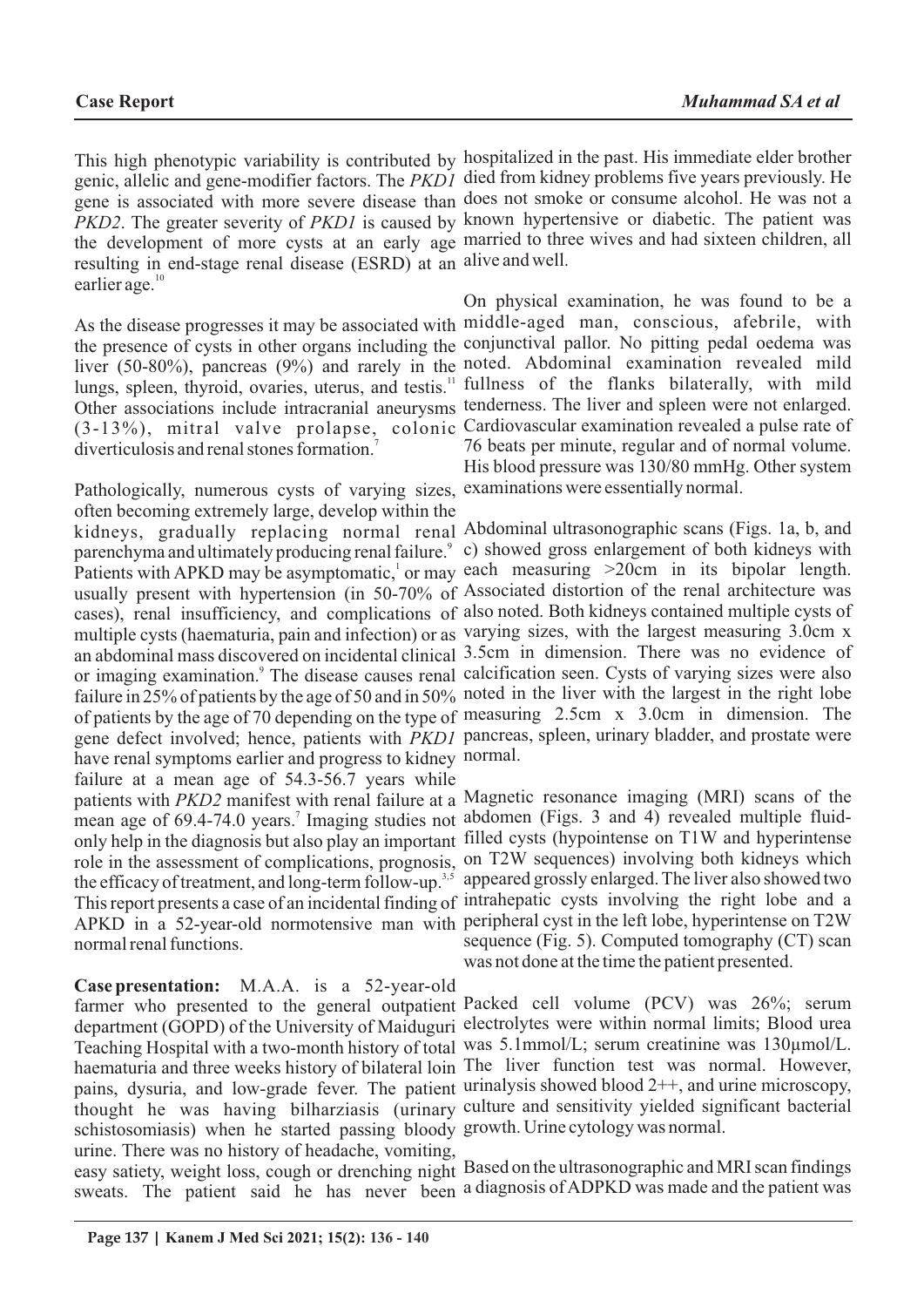This high phenotypic variability is contributed by genic, allelic and gene-modifier factors. The *PKD1* gene is associated with more severe disease than *PKD2*. The greater severity of *PKD1* is caused by the development of more cysts at an early age resulting in end-stage renal disease (ESRD) at an earlier age.[10]

As the disease progresses it may be associated with the presence of cysts in other organs including the liver (50-80%), pancreas (9%) and rarely in the lungs, spleen, thyroid, ovaries, uterus, and testis.[11] Other associations include intracranial aneurysms (3-13%), mitral valve prolapse, colonic diverticulosis and renal stones formation.[7]

Pathologically, numerous cysts of varying sizes, often becoming extremely large, develop within the kidneys, gradually replacing normal renal parenchyma and ultimately producing renal failure.[9] Patients with APKD may be asymptomatic,[1] or may usually present with hypertension (in 50-70% of cases), renal insufficiency, and complications of multiple cysts (haematuria, pain and infection) or as an abdominal mass discovered on incidental clinical or imaging examination.[9] The disease causes renal failure in 25% of patients by the age of 50 and in 50% of patients by the age of 70 depending on the type of gene defect involved; hence, patients with *PKD1* have renal symptoms earlier and progress to kidney failure at a mean age of 54.3-56.7 years while patients with *PKD2* manifest with renal failure at a mean age of 69.4-74.0 years.[7] Imaging studies not only help in the diagnosis but also play an important role in the assessment of complications, prognosis, the efficacy of treatment, and long-term follow-up.[3,5] This report presents a case of an incidental finding of APKD in a 52-year-old normotensive man with normal renal functions.

**Case presentation:** M.A.A. is a 52-year-old farmer who presented to the general outpatient department (GOPD) of the University of Maiduguri Teaching Hospital with a two-month history of total haematuria and three weeks history of bilateral loin pains, dysuria, and low-grade fever. The patient thought he was having bilharziasis (urinary schistosomiasis) when he started passing bloody urine. There was no history of headache, vomiting, easy satiety, weight loss, cough or drenching night sweats. The patient said he has never been hospitalized in the past. His immediate elder brother died from kidney problems five years previously. He does not smoke or consume alcohol. He was not a known hypertensive or diabetic. The patient was married to three wives and had sixteen children, all alive and well.

On physical examination, he was found to be a middle-aged man, conscious, afebrile, with conjunctival pallor. No pitting pedal oedema was noted. Abdominal examination revealed mild fullness of the flanks bilaterally, with mild tenderness. The liver and spleen were not enlarged. Cardiovascular examination revealed a pulse rate of 76 beats per minute, regular and of normal volume. His blood pressure was 130/80 mmHg. Other system examinations were essentially normal.

Abdominal ultrasonographic scans (Figs. 1a, b, and c) showed gross enlargement of both kidneys with each measuring >20cm in its bipolar length. Associated distortion of the renal architecture was also noted. Both kidneys contained multiple cysts of varying sizes, with the largest measuring 3.0cm x 3.5cm in dimension. There was no evidence of calcification seen. Cysts of varying sizes were also noted in the liver with the largest in the right lobe measuring 2.5cm x 3.0cm in dimension. The pancreas, spleen, urinary bladder, and prostate were normal.

Magnetic resonance imaging (MRI) scans of the abdomen (Figs. 3 and 4) revealed multiple fluid-filled cysts (hypointense on T1W and hyperintense on T2W sequences) involving both kidneys which appeared grossly enlarged. The liver also showed two intrahepatic cysts involving the right lobe and a peripheral cyst in the left lobe, hyperintense on T2W sequence (Fig. 5). Computed tomography (CT) scan was not done at the time the patient presented.

Packed cell volume (PCV) was 26%; serum electrolytes were within normal limits; Blood urea was 5.1mmol/L; serum creatinine was 130µmol/L. The liver function test was normal. However, urinalysis showed blood 2++, and urine microscopy, culture and sensitivity yielded significant bacterial growth. Urine cytology was normal.

Based on the ultrasonographic and MRI scan findings a diagnosis of ADPKD was made and the patient was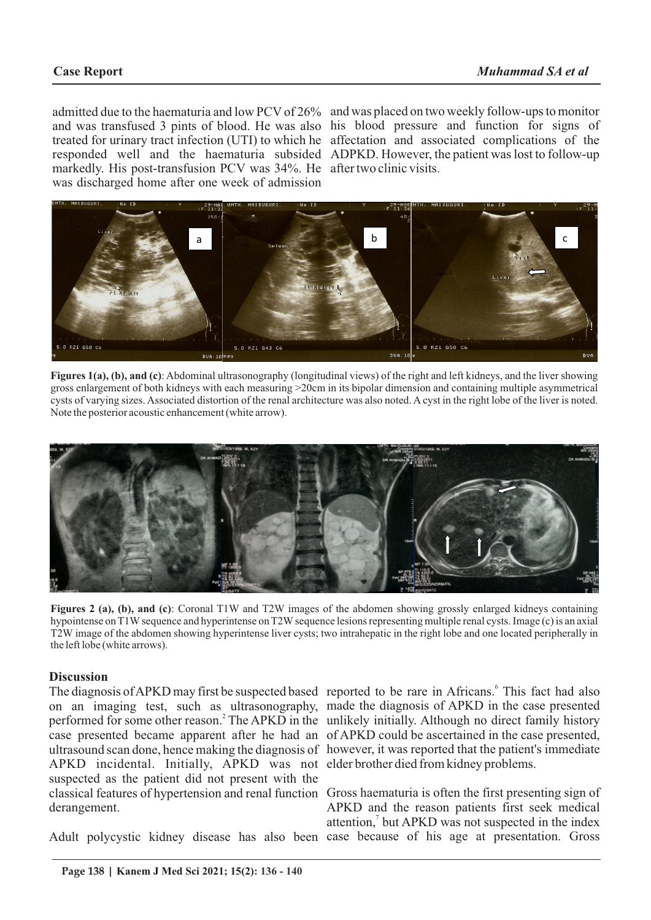admitted due to the haematuria and low PCV of 26% and was transfused 3 pints of blood. He was also treated for urinary tract infection (UTI) to which he responded well and the haematuria subsided markedly. His post-transfusion PCV was 34%. He was discharged home after one week of admission and was placed on two weekly follow-ups to monitor his blood pressure and function for signs of affectation and associated complications of the ADPKD. However, the patient was lost to follow-up after two clinic visits.

**Figures 1(a), (b), and (c)**: Abdominal ultrasonography (longitudinal views) of the right and left kidneys, and the liver showing gross enlargement of both kidneys with each measuring >20cm in its bipolar dimension and containing multiple asymmetrical cysts of varying sizes. Associated distortion of the renal architecture was also noted. A cyst in the right lobe of the liver is noted. Note the posterior acoustic enhancement (white arrow).

**Figures 2 (a), (b), and (c)**: Coronal T1W and T2W images of the abdomen showing grossly enlarged kidneys containing hypointense on T1W sequence and hyperintense on T2W sequence lesions representing multiple renal cysts. Image (c) is an axial T2W image of the abdomen showing hyperintense liver cysts; two intrahepatic in the right lobe and one located peripherally in the left lobe (white arrows).

## Discussion

The diagnosis of APKD may first be suspected based on an imaging test, such as ultrasonography, performed for some other reason.[2] The APKD in the case presented became apparent after he had an ultrasound scan done, hence making the diagnosis of APKD incidental. Initially, APKD was not suspected as the patient did not present with the classical features of hypertension and renal function derangement.

Adult polycystic kidney disease has also been reported to be rare in Africans.[6] This fact had also made the diagnosis of APKD in the case presented unlikely initially. Although no direct family history of APKD could be ascertained in the case presented, however, it was reported that the patient's immediate elder brother died from kidney problems.

Gross haematuria is often the first presenting sign of APKD and the reason patients first seek medical attention,[7] but APKD was not suspected in the index case because of his age at presentation. Gross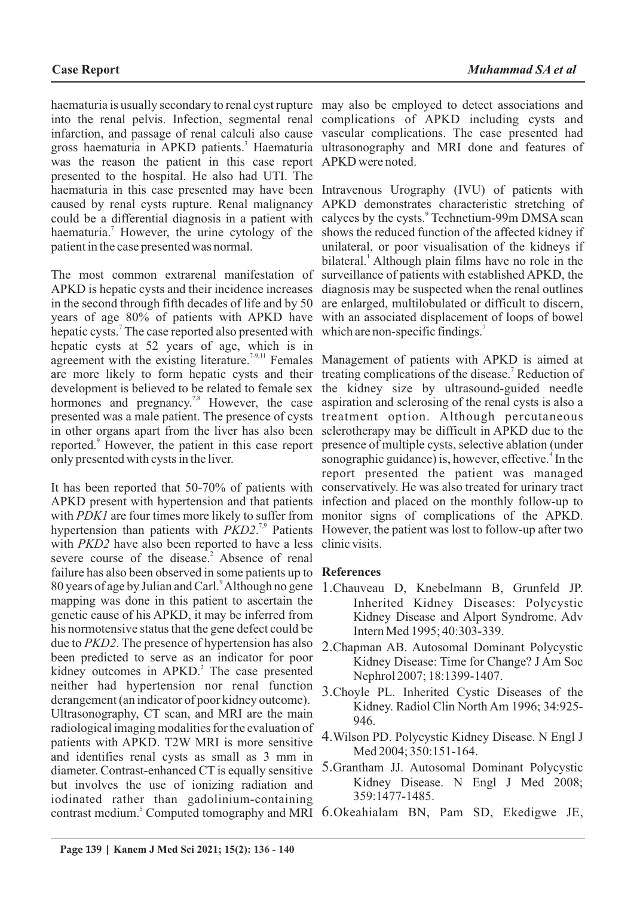haematuria is usually secondary to renal cyst rupture into the renal pelvis. Infection, segmental renal infarction, and passage of renal calculi also cause gross haematuria in APKD patients.[3] Haematuria was the reason the patient in this case report presented to the hospital. He also had UTI. The haematuria in this case presented may have been caused by renal cysts rupture. Renal malignancy could be a differential diagnosis in a patient with haematuria.[7] However, the urine cytology of the patient in the case presented was normal.

The most common extrarenal manifestation of APKD is hepatic cysts and their incidence increases in the second through fifth decades of life and by 50 years of age 80% of patients with APKD have hepatic cysts.[7] The case reported also presented with hepatic cysts at 52 years of age, which is in agreement with the existing literature.[7-9,11] Females are more likely to form hepatic cysts and their development is believed to be related to female sex hormones and pregnancy.[7,8] However, the case presented was a male patient. The presence of cysts in other organs apart from the liver has also been reported.[9] However, the patient in this case report only presented with cysts in the liver.

It has been reported that 50-70% of patients with APKD present with hypertension and that patients with *PDK1* are four times more likely to suffer from hypertension than patients with *PKD2*.[7,9] Patients with *PKD2* have also been reported to have a less severe course of the disease.[2] Absence of renal failure has also been observed in some patients up to 80 years of age by Julian and Carl.[9] Although no gene mapping was done in this patient to ascertain the genetic cause of his APKD, it may be inferred from his normotensive status that the gene defect could be due to *PKD2*. The presence of hypertension has also been predicted to serve as an indicator for poor kidney outcomes in APKD.[2] The case presented neither had hypertension nor renal function derangement (an indicator of poor kidney outcome).

Ultrasonography, CT scan, and MRI are the main radiological imaging modalities for the evaluation of patients with APKD. T2W MRI is more sensitive and identifies renal cysts as small as 3 mm in diameter. Contrast-enhanced CT is equally sensitive but involves the use of ionizing radiation and iodinated rather than gadolinium-containing contrast medium.[5] Computed tomography and MRI may also be employed to detect associations and complications of APKD including cysts and vascular complications. The case presented had ultrasonography and MRI done and features of APKD were noted.

Intravenous Urography (IVU) of patients with APKD demonstrates characteristic stretching of calyces by the cysts.[9] Technetium-99m DMSA scan shows the reduced function of the affected kidney if unilateral, or poor visualisation of the kidneys if bilateral.[1] Although plain films have no role in the surveillance of patients with established APKD, the diagnosis may be suspected when the renal outlines are enlarged, multilobulated or difficult to discern, with an associated displacement of loops of bowel which are non-specific findings.[7]

Management of patients with APKD is aimed at treating complications of the disease.[7] Reduction of the kidney size by ultrasound-guided needle aspiration and sclerosing of the renal cysts is also a treatment option. Although percutaneous sclerotherapy may be difficult in APKD due to the presence of multiple cysts, selective ablation (under sonographic guidance) is, however, effective.[4] In the report presented the patient was managed conservatively. He was also treated for urinary tract infection and placed on the monthly follow-up to monitor signs of complications of the APKD. However, the patient was lost to follow-up after two clinic visits.

## References

1. Chauveau D, Knebelmann B, Grunfeld JP. Inherited Kidney Diseases: Polycystic Kidney Disease and Alport Syndrome. Adv Intern Med 1995; 40:303-339.
2. Chapman AB. Autosomal Dominant Polycystic Kidney Disease: Time for Change? J Am Soc Nephrol 2007; 18:1399-1407.
3. Choyle PL. Inherited Cystic Diseases of the Kidney. Radiol Clin North Am 1996; 34:925-946.
4. Wilson PD. Polycystic Kidney Disease. N Engl J Med 2004; 350:151-164.
5. Grantham JJ. Autosomal Dominant Polycystic Kidney Disease. N Engl J Med 2008; 359:1477-1485.
6. Okeahialam BN, Pam SD, Ekedigwe JE,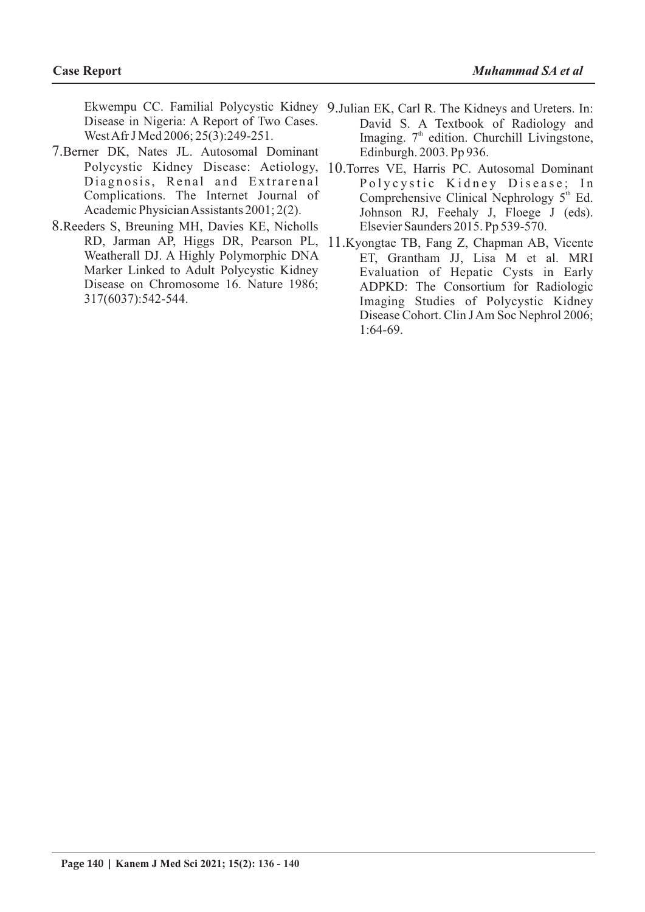Ekwempu CC. Familial Polycystic Kidney Disease in Nigeria: A Report of Two Cases. West Afr J Med 2006; 25(3):249-251.

7. Berner DK, Nates JL. Autosomal Dominant Polycystic Kidney Disease: Aetiology, Diagnosis, Renal and Extrarenal Complications. The Internet Journal of Academic Physician Assistants 2001; 2(2).

8. Reeders S, Breuning MH, Davies KE, Nicholls RD, Jarman AP, Higgs DR, Pearson PL, Weatherall DJ. A Highly Polymorphic DNA Marker Linked to Adult Polycystic Kidney Disease on Chromosome 16. Nature 1986; 317(6037):542-544.

9. Julian EK, Carl R. The Kidneys and Ureters. In: David S. A Textbook of Radiology and Imaging. 7th edition. Churchill Livingstone, Edinburgh. 2003. Pp 936.

10. Torres VE, Harris PC. Autosomal Dominant Polycystic Kidney Disease; In Comprehensive Clinical Nephrology 5th Ed. Johnson RJ, Feehaly J, Floege J (eds). Elsevier Saunders 2015. Pp 539-570.

11. Kyongtae TB, Fang Z, Chapman AB, Vicente ET, Grantham JJ, Lisa M et al. MRI Evaluation of Hepatic Cysts in Early ADPKD: The Consortium for Radiologic Imaging Studies of Polycystic Kidney Disease Cohort. Clin J Am Soc Nephrol 2006; 1:64-69.